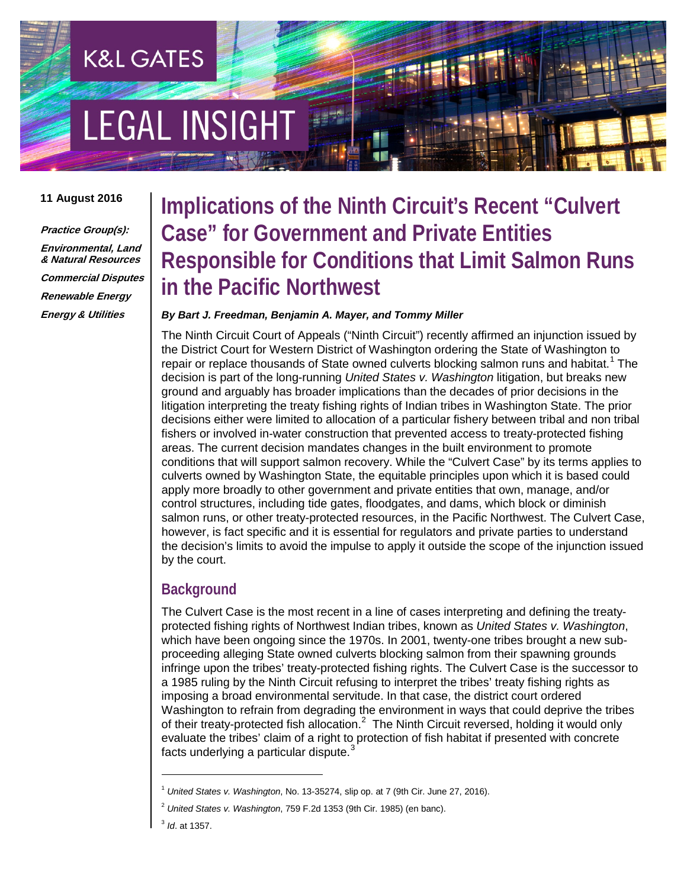K&L GATES

LEGAL INSIGHT

**11 August 2016**

***Practice Group(s):***

***Environmental, Land & Natural Resources***

***Commercial Disputes***

***Renewable Energy***

***Energy & Utilities***

# Implications of the Ninth Circuit's Recent "Culvert Case" for Government and Private Entities Responsible for Conditions that Limit Salmon Runs in the Pacific Northwest

***By Bart J. Freedman, Benjamin A. Mayer, and Tommy Miller***

The Ninth Circuit Court of Appeals ("Ninth Circuit") recently affirmed an injunction issued by the District Court for Western District of Washington ordering the State of Washington to repair or replace thousands of State owned culverts blocking salmon runs and habitat.[1] The decision is part of the long-running *United States v. Washington* litigation, but breaks new ground and arguably has broader implications than the decades of prior decisions in the litigation interpreting the treaty fishing rights of Indian tribes in Washington State. The prior decisions either were limited to allocation of a particular fishery between tribal and non tribal fishers or involved in-water construction that prevented access to treaty-protected fishing areas. The current decision mandates changes in the built environment to promote conditions that will support salmon recovery. While the "Culvert Case" by its terms applies to culverts owned by Washington State, the equitable principles upon which it is based could apply more broadly to other government and private entities that own, manage, and/or control structures, including tide gates, floodgates, and dams, which block or diminish salmon runs, or other treaty-protected resources, in the Pacific Northwest. The Culvert Case, however, is fact specific and it is essential for regulators and private parties to understand the decision's limits to avoid the impulse to apply it outside the scope of the injunction issued by the court.

## Background

The Culvert Case is the most recent in a line of cases interpreting and defining the treaty-protected fishing rights of Northwest Indian tribes, known as *United States v. Washington*, which have been ongoing since the 1970s. In 2001, twenty-one tribes brought a new sub-proceeding alleging State owned culverts blocking salmon from their spawning grounds infringe upon the tribes' treaty-protected fishing rights. The Culvert Case is the successor to a 1985 ruling by the Ninth Circuit refusing to interpret the tribes' treaty fishing rights as imposing a broad environmental servitude. In that case, the district court ordered Washington to refrain from degrading the environment in ways that could deprive the tribes of their treaty-protected fish allocation.[2] The Ninth Circuit reversed, holding it would only evaluate the tribes' claim of a right to protection of fish habitat if presented with concrete facts underlying a particular dispute.[3]

---

[1] *United States v. Washington*, No. 13-35274, slip op. at 7 (9th Cir. June 27, 2016).

[2] *United States v. Washington*, 759 F.2d 1353 (9th Cir. 1985) (en banc).

[3] *Id*. at 1357.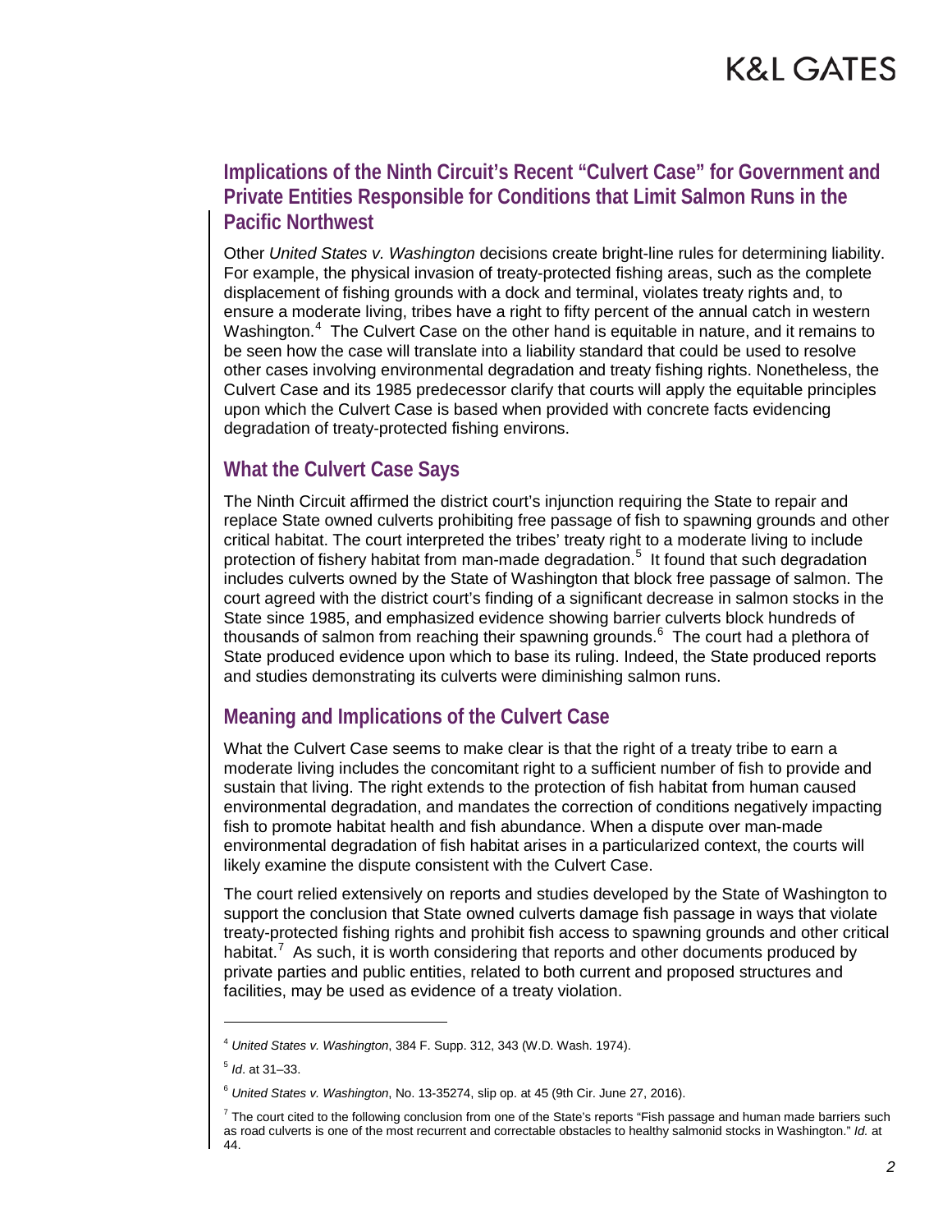## Implications of the Ninth Circuit's Recent "Culvert Case" for Government and Private Entities Responsible for Conditions that Limit Salmon Runs in the Pacific Northwest

Other *United States v. Washington* decisions create bright-line rules for determining liability. For example, the physical invasion of treaty-protected fishing areas, such as the complete displacement of fishing grounds with a dock and terminal, violates treaty rights and, to ensure a moderate living, tribes have a right to fifty percent of the annual catch in western Washington.[4] The Culvert Case on the other hand is equitable in nature, and it remains to be seen how the case will translate into a liability standard that could be used to resolve other cases involving environmental degradation and treaty fishing rights. Nonetheless, the Culvert Case and its 1985 predecessor clarify that courts will apply the equitable principles upon which the Culvert Case is based when provided with concrete facts evidencing degradation of treaty-protected fishing environs.

## What the Culvert Case Says

The Ninth Circuit affirmed the district court's injunction requiring the State to repair and replace State owned culverts prohibiting free passage of fish to spawning grounds and other critical habitat. The court interpreted the tribes' treaty right to a moderate living to include protection of fishery habitat from man-made degradation.[5] It found that such degradation includes culverts owned by the State of Washington that block free passage of salmon. The court agreed with the district court's finding of a significant decrease in salmon stocks in the State since 1985, and emphasized evidence showing barrier culverts block hundreds of thousands of salmon from reaching their spawning grounds.[6] The court had a plethora of State produced evidence upon which to base its ruling. Indeed, the State produced reports and studies demonstrating its culverts were diminishing salmon runs.

## Meaning and Implications of the Culvert Case

What the Culvert Case seems to make clear is that the right of a treaty tribe to earn a moderate living includes the concomitant right to a sufficient number of fish to provide and sustain that living. The right extends to the protection of fish habitat from human caused environmental degradation, and mandates the correction of conditions negatively impacting fish to promote habitat health and fish abundance. When a dispute over man-made environmental degradation of fish habitat arises in a particularized context, the courts will likely examine the dispute consistent with the Culvert Case.

The court relied extensively on reports and studies developed by the State of Washington to support the conclusion that State owned culverts damage fish passage in ways that violate treaty-protected fishing rights and prohibit fish access to spawning grounds and other critical habitat.[7] As such, it is worth considering that reports and other documents produced by private parties and public entities, related to both current and proposed structures and facilities, may be used as evidence of a treaty violation.

---

[4] *United States v. Washington*, 384 F. Supp. 312, 343 (W.D. Wash. 1974).

[5] *Id*. at 31–33.

[6] *United States v. Washington*, No. 13-35274, slip op. at 45 (9th Cir. June 27, 2016).

[7] The court cited to the following conclusion from one of the State's reports "Fish passage and human made barriers such as road culverts is one of the most recurrent and correctable obstacles to healthy salmonid stocks in Washington." *Id.* at 44.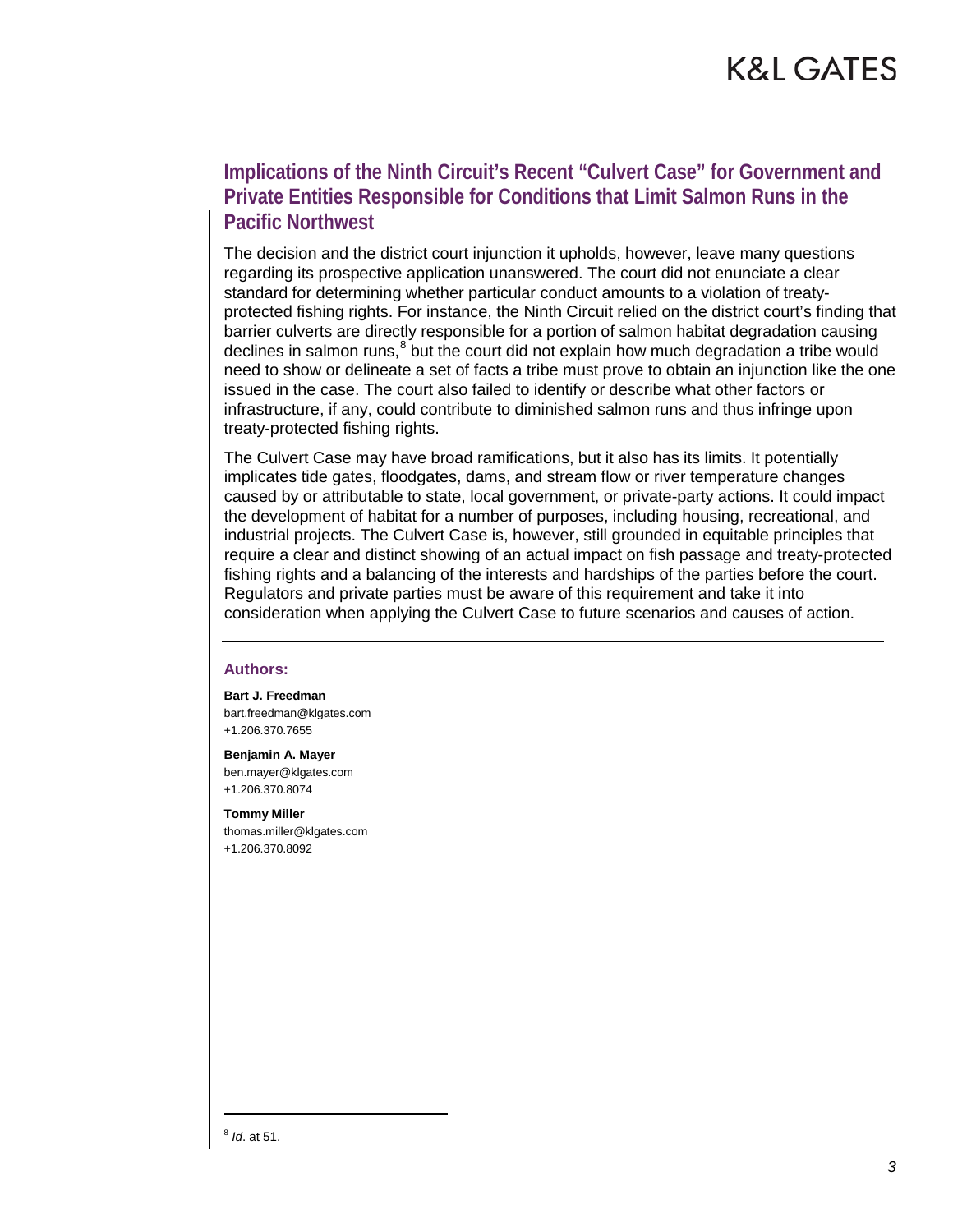## Implications of the Ninth Circuit's Recent "Culvert Case" for Government and Private Entities Responsible for Conditions that Limit Salmon Runs in the Pacific Northwest

The decision and the district court injunction it upholds, however, leave many questions regarding its prospective application unanswered. The court did not enunciate a clear standard for determining whether particular conduct amounts to a violation of treaty-protected fishing rights. For instance, the Ninth Circuit relied on the district court's finding that barrier culverts are directly responsible for a portion of salmon habitat degradation causing declines in salmon runs,[8] but the court did not explain how much degradation a tribe would need to show or delineate a set of facts a tribe must prove to obtain an injunction like the one issued in the case. The court also failed to identify or describe what other factors or infrastructure, if any, could contribute to diminished salmon runs and thus infringe upon treaty-protected fishing rights.

The Culvert Case may have broad ramifications, but it also has its limits. It potentially implicates tide gates, floodgates, dams, and stream flow or river temperature changes caused by or attributable to state, local government, or private-party actions. It could impact the development of habitat for a number of purposes, including housing, recreational, and industrial projects. The Culvert Case is, however, still grounded in equitable principles that require a clear and distinct showing of an actual impact on fish passage and treaty-protected fishing rights and a balancing of the interests and hardships of the parties before the court. Regulators and private parties must be aware of this requirement and take it into consideration when applying the Culvert Case to future scenarios and causes of action.

---

**Authors:**

**Bart J. Freedman**
bart.freedman@klgates.com
+1.206.370.7655

**Benjamin A. Mayer**
ben.mayer@klgates.com
+1.206.370.8074

**Tommy Miller**
thomas.miller@klgates.com
+1.206.370.8092

---

[8] *Id*. at 51.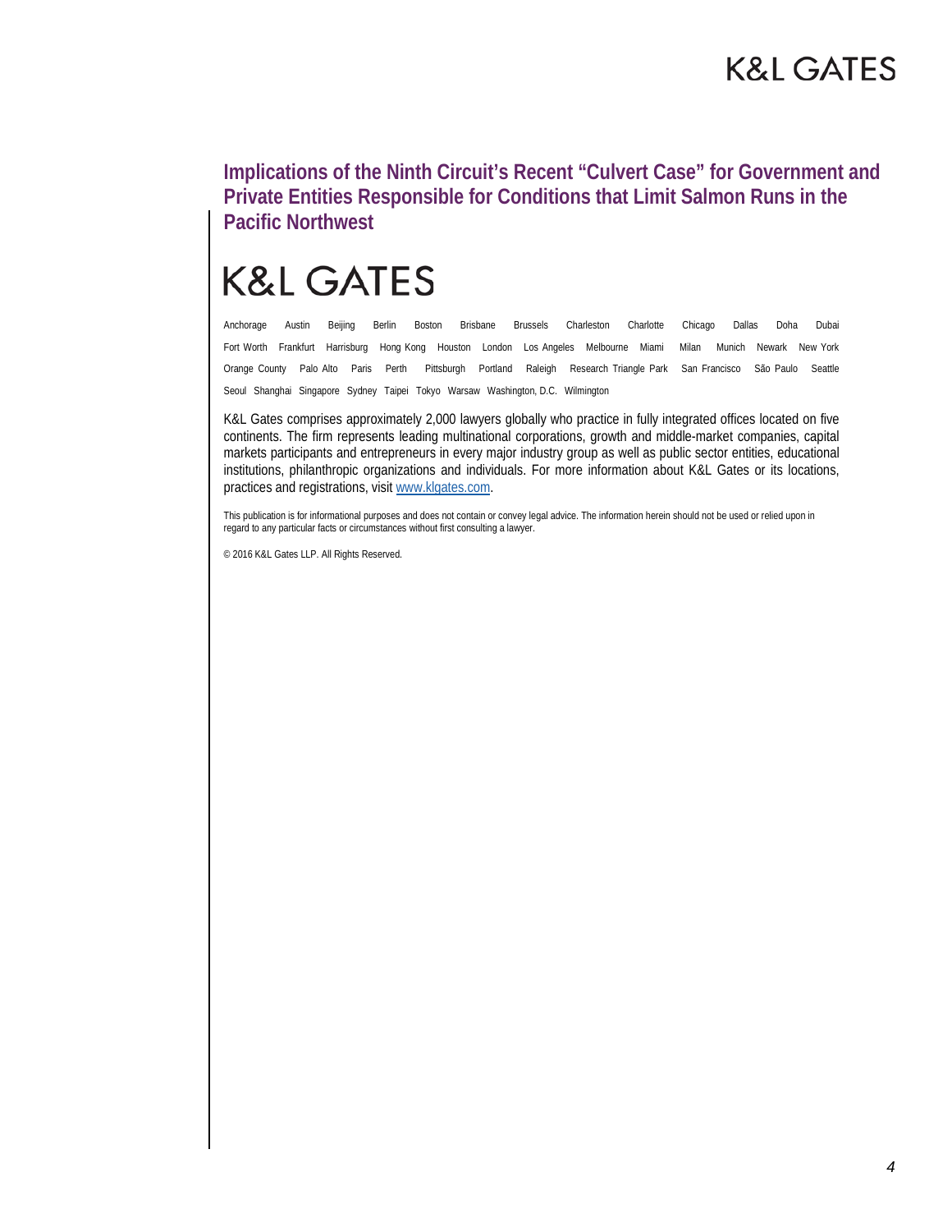## Implications of the Ninth Circuit's Recent "Culvert Case" for Government and Private Entities Responsible for Conditions that Limit Salmon Runs in the Pacific Northwest

# K&L GATES

Anchorage Austin Beijing Berlin Boston Brisbane Brussels Charleston Charlotte Chicago Dallas Doha Dubai Fort Worth Frankfurt Harrisburg Hong Kong Houston London Los Angeles Melbourne Miami Milan Munich Newark New York Orange County Palo Alto Paris Perth Pittsburgh Portland Raleigh Research Triangle Park San Francisco São Paulo Seattle Seoul Shanghai Singapore Sydney Taipei Tokyo Warsaw Washington, D.C. Wilmington

K&L Gates comprises approximately 2,000 lawyers globally who practice in fully integrated offices located on five continents. The firm represents leading multinational corporations, growth and middle-market companies, capital markets participants and entrepreneurs in every major industry group as well as public sector entities, educational institutions, philanthropic organizations and individuals. For more information about K&L Gates or its locations, practices and registrations, visit www.klgates.com.

This publication is for informational purposes and does not contain or convey legal advice. The information herein should not be used or relied upon in regard to any particular facts or circumstances without first consulting a lawyer.

© 2016 K&L Gates LLP. All Rights Reserved.